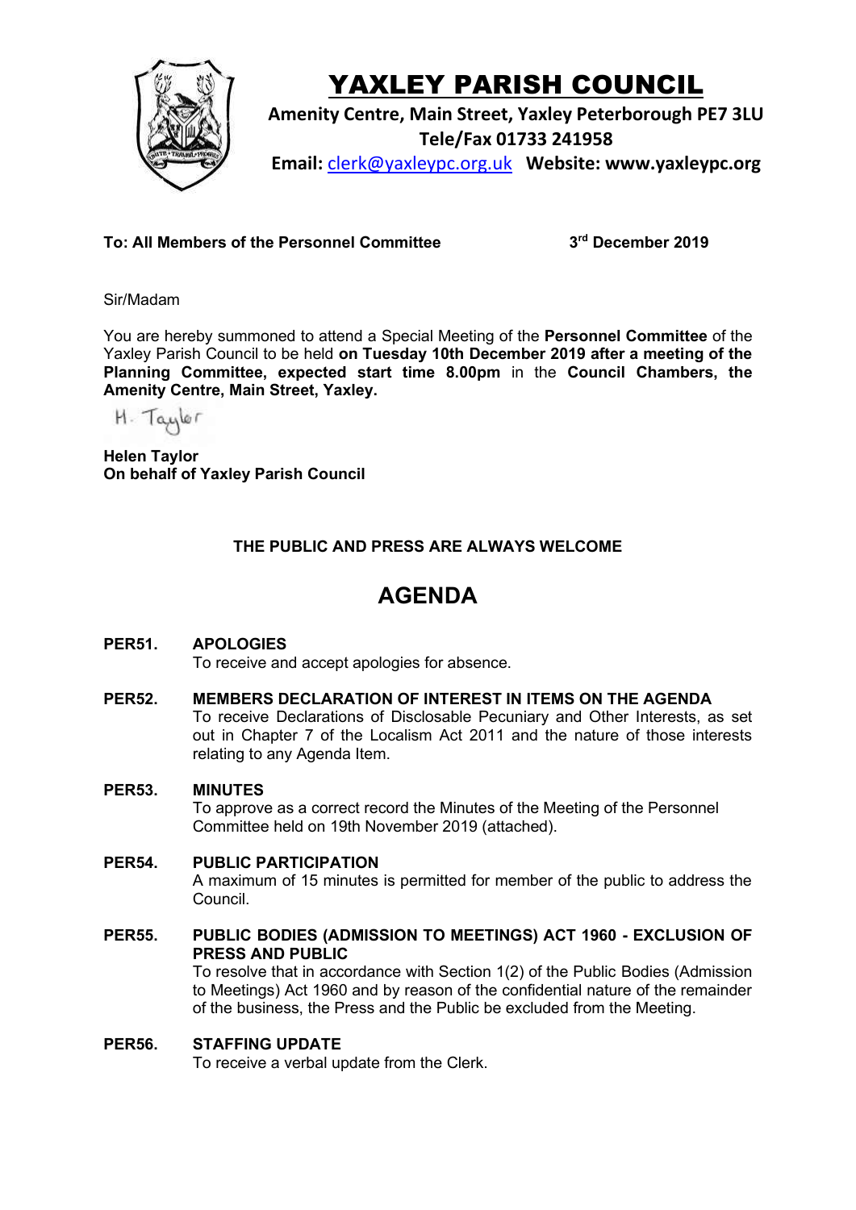# YAXLEY PARISH COUNCIL

**Amenity Centre, Main Street, Yaxley Peterborough PE7 3LU**
**Tele/Fax 01733 241958**
**Email: clerk@yaxleypc.org.uk Website: www.yaxleypc.org**

**To: All Members of the Personnel Committee** **3rd December 2019**

Sir/Madam

You are hereby summoned to attend a Special Meeting of the **Personnel Committee** of the Yaxley Parish Council to be held **on Tuesday 10th December 2019 after a meeting of the Planning Committee, expected start time 8.00pm** in the **Council Chambers, the Amenity Centre, Main Street, Yaxley.**

H. Taylor

**Helen Taylor**
**On behalf of Yaxley Parish Council**

**THE PUBLIC AND PRESS ARE ALWAYS WELCOME**

## AGENDA

**PER51. APOLOGIES**
To receive and accept apologies for absence.

**PER52. MEMBERS DECLARATION OF INTEREST IN ITEMS ON THE AGENDA**
To receive Declarations of Disclosable Pecuniary and Other Interests, as set out in Chapter 7 of the Localism Act 2011 and the nature of those interests relating to any Agenda Item.

**PER53. MINUTES**
To approve as a correct record the Minutes of the Meeting of the Personnel Committee held on 19th November 2019 (attached).

**PER54. PUBLIC PARTICIPATION**
A maximum of 15 minutes is permitted for member of the public to address the Council.

**PER55. PUBLIC BODIES (ADMISSION TO MEETINGS) ACT 1960 - EXCLUSION OF PRESS AND PUBLIC**
To resolve that in accordance with Section 1(2) of the Public Bodies (Admission to Meetings) Act 1960 and by reason of the confidential nature of the remainder of the business, the Press and the Public be excluded from the Meeting.

**PER56. STAFFING UPDATE**
To receive a verbal update from the Clerk.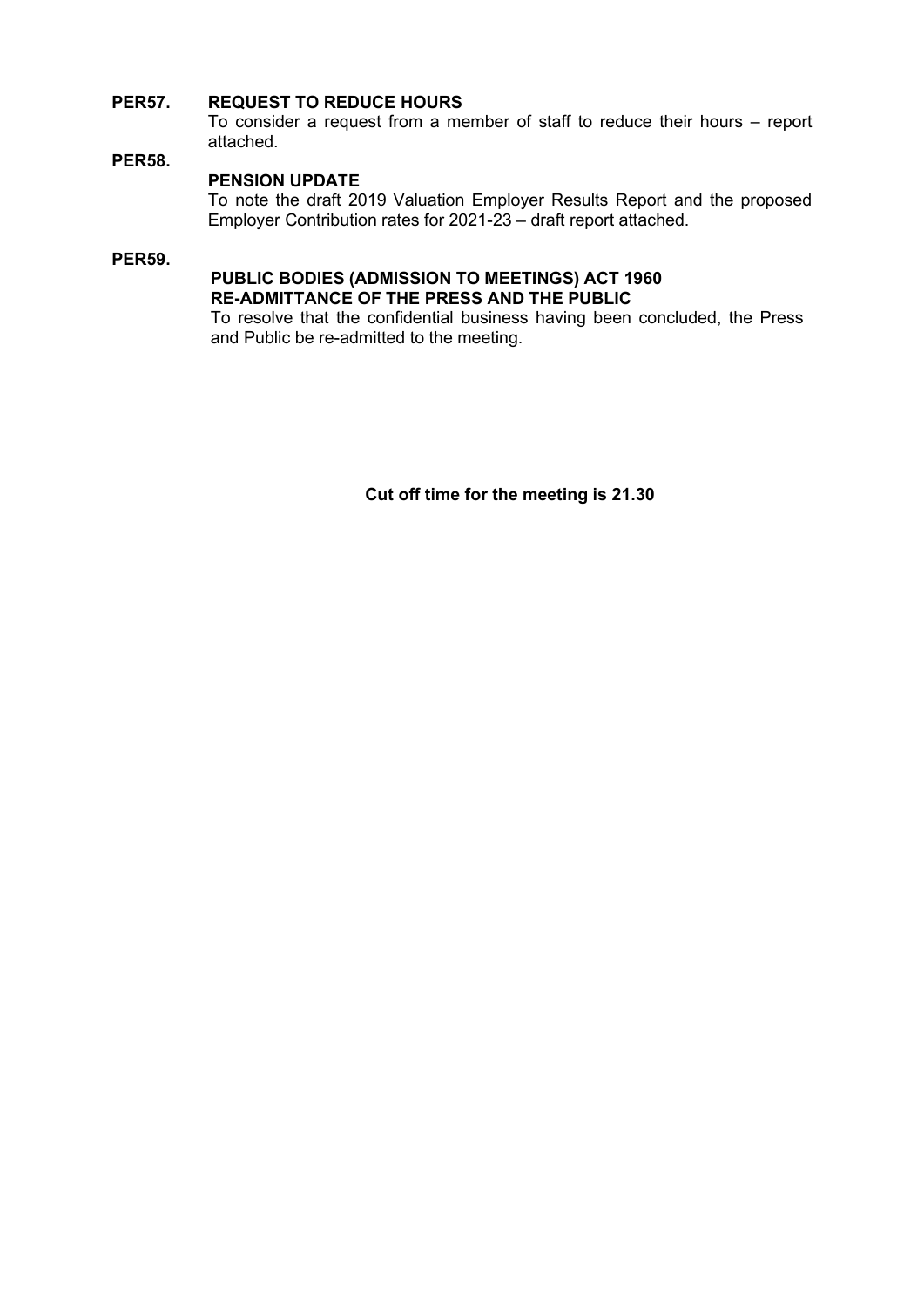**PER57. REQUEST TO REDUCE HOURS**

To consider a request from a member of staff to reduce their hours – report attached.

**PER58. PENSION UPDATE**

To note the draft 2019 Valuation Employer Results Report and the proposed Employer Contribution rates for 2021-23 – draft report attached.

**PER59. PUBLIC BODIES (ADMISSION TO MEETINGS) ACT 1960**
**RE-ADMITTANCE OF THE PRESS AND THE PUBLIC**

To resolve that the confidential business having been concluded, the Press and Public be re-admitted to the meeting.

**Cut off time for the meeting is 21.30**